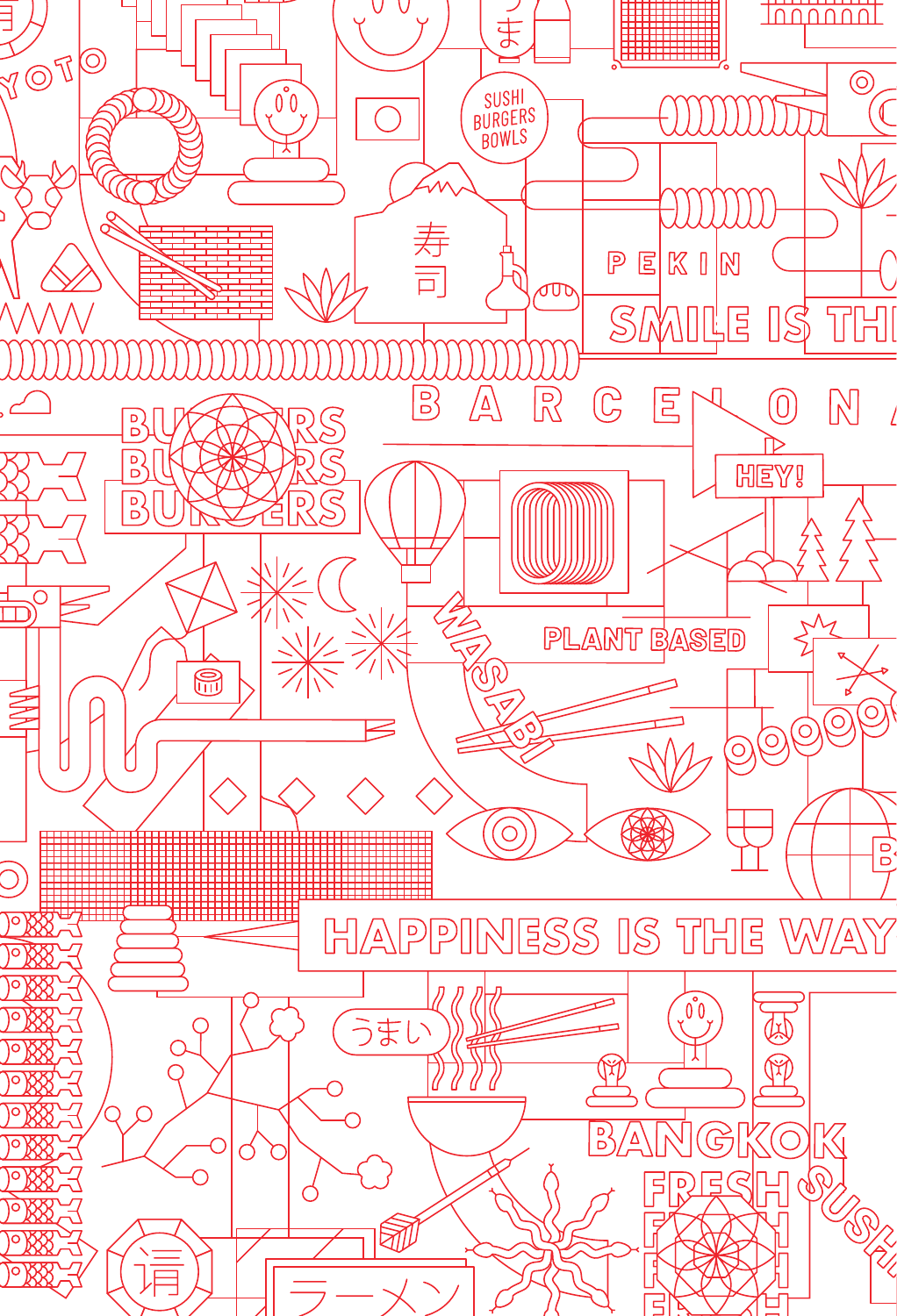KYOTO

うま

SUSHI
BURGERS
BOWLS

寿司

PEKIN

SMILE IS THE

BARCELONA

BURGERS
BURGERS
BURGERS

HEY!

WASABI

PLANT BASED

HAPPINESS IS THE WAY

うまい

BANGKOK

FRESH

SUSHI

ラーメン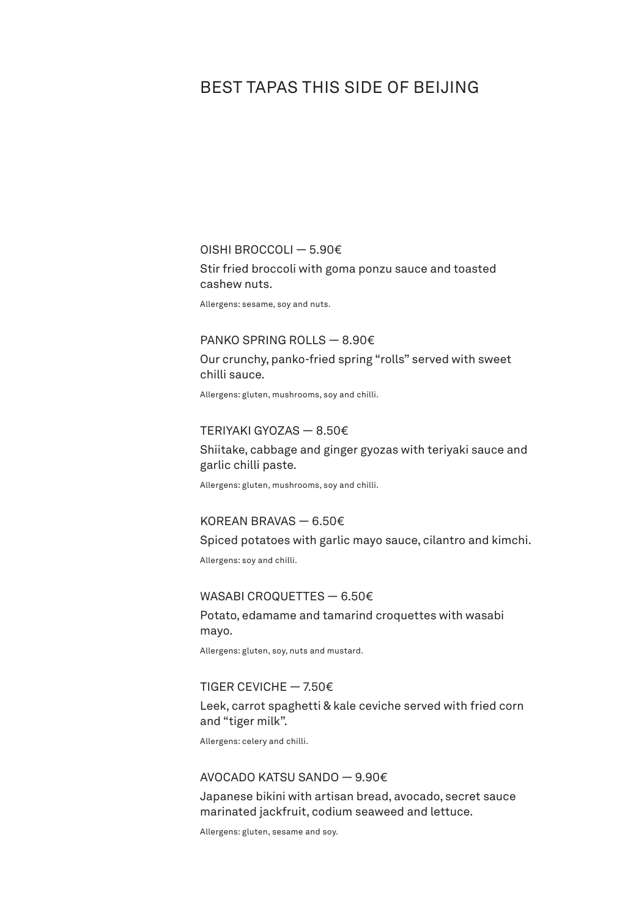# BEST TAPAS THIS SIDE OF BEIJING

## OISHI BROCCOLI — 5.90€

Stir fried broccoli with goma ponzu sauce and toasted cashew nuts.

Allergens: sesame, soy and nuts.

## PANKO SPRING ROLLS — 8.90€

Our crunchy, panko-fried spring “rolls” served with sweet chilli sauce.

Allergens: gluten, mushrooms, soy and chilli.

## TERIYAKI GYOZAS — 8.50€

Shiitake, cabbage and ginger gyozas with teriyaki sauce and garlic chilli paste.

Allergens: gluten, mushrooms, soy and chilli.

## KOREAN BRAVAS — 6.50€

Spiced potatoes with garlic mayo sauce, cilantro and kimchi.

Allergens: soy and chilli.

## WASABI CROQUETTES — 6.50€

Potato, edamame and tamarind croquettes with wasabi mayo.

Allergens: gluten, soy, nuts and mustard.

## TIGER CEVICHE — 7.50€

Leek, carrot spaghetti & kale ceviche served with fried corn and “tiger milk”.

Allergens: celery and chilli.

## AVOCADO KATSU SANDO — 9.90€

Japanese bikini with artisan bread, avocado, secret sauce marinated jackfruit, codium seaweed and lettuce.

Allergens: gluten, sesame and soy.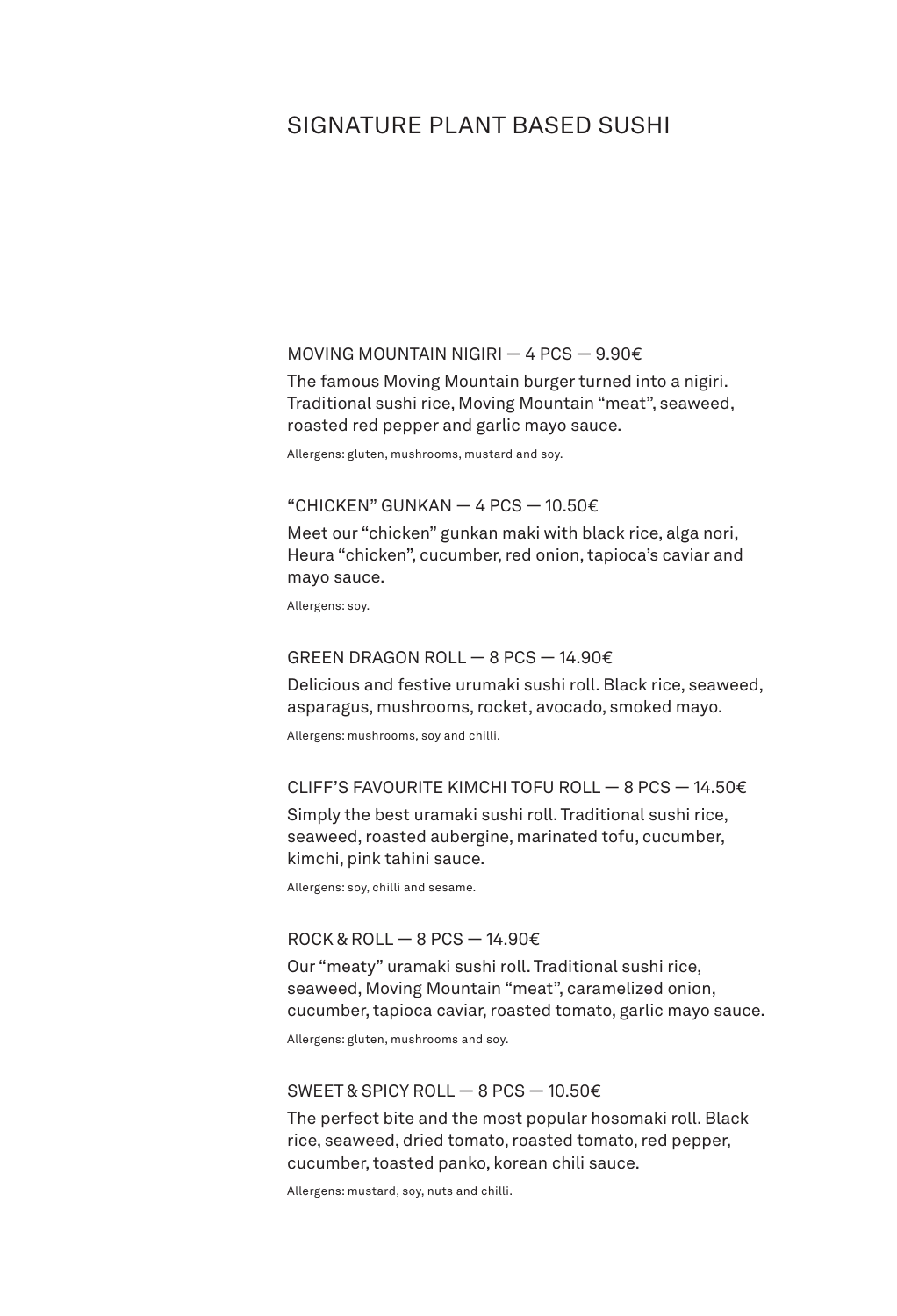# SIGNATURE PLANT BASED SUSHI

### MOVING MOUNTAIN NIGIRI — 4 PCS — 9.90€

The famous Moving Mountain burger turned into a nigiri. Traditional sushi rice, Moving Mountain “meat”, seaweed, roasted red pepper and garlic mayo sauce.

Allergens: gluten, mushrooms, mustard and soy.

### “CHICKEN” GUNKAN — 4 PCS — 10.50€

Meet our “chicken” gunkan maki with black rice, alga nori, Heura “chicken”, cucumber, red onion, tapioca’s caviar and mayo sauce.

Allergens: soy.

### GREEN DRAGON ROLL — 8 PCS — 14.90€

Delicious and festive urumaki sushi roll. Black rice, seaweed, asparagus, mushrooms, rocket, avocado, smoked mayo.

Allergens: mushrooms, soy and chilli.

### CLIFF’S FAVOURITE KIMCHI TOFU ROLL — 8 PCS — 14.50€

Simply the best uramaki sushi roll. Traditional sushi rice, seaweed, roasted aubergine, marinated tofu, cucumber, kimchi, pink tahini sauce.

Allergens: soy, chilli and sesame.

### ROCK & ROLL — 8 PCS — 14.90€

Our “meaty” uramaki sushi roll. Traditional sushi rice, seaweed, Moving Mountain “meat”, caramelized onion, cucumber, tapioca caviar, roasted tomato, garlic mayo sauce.

Allergens: gluten, mushrooms and soy.

### SWEET & SPICY ROLL — 8 PCS — 10.50€

The perfect bite and the most popular hosomaki roll. Black rice, seaweed, dried tomato, roasted tomato, red pepper, cucumber, toasted panko, korean chili sauce.

Allergens: mustard, soy, nuts and chilli.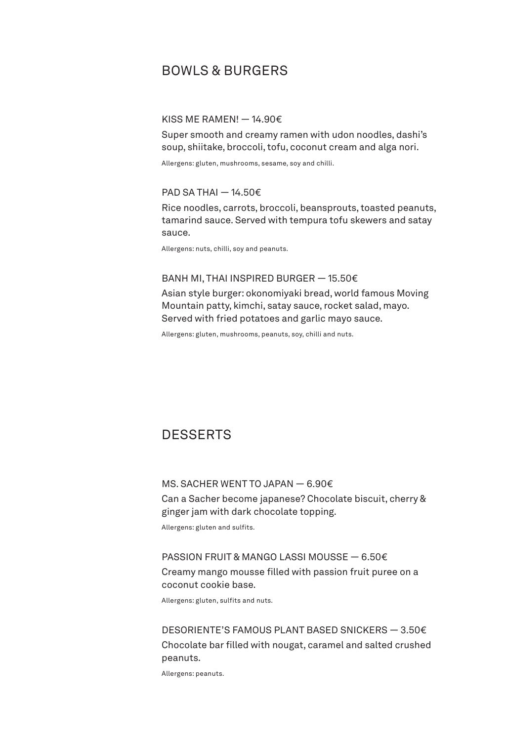## BOWLS & BURGERS

### KISS ME RAMEN! — 14.90€

Super smooth and creamy ramen with udon noodles, dashi's soup, shiitake, broccoli, tofu, coconut cream and alga nori.

Allergens: gluten, mushrooms, sesame, soy and chilli.

### PAD SA THAI — 14.50€

Rice noodles, carrots, broccoli, beansprouts, toasted peanuts, tamarind sauce. Served with tempura tofu skewers and satay sauce.

Allergens: nuts, chilli, soy and peanuts.

### BANH MI, THAI INSPIRED BURGER — 15.50€

Asian style burger: okonomiyaki bread, world famous Moving Mountain patty, kimchi, satay sauce, rocket salad, mayo. Served with fried potatoes and garlic mayo sauce.

Allergens: gluten, mushrooms, peanuts, soy, chilli and nuts.

## DESSERTS

### MS. SACHER WENT TO JAPAN — 6.90€

Can a Sacher become japanese? Chocolate biscuit, cherry & ginger jam with dark chocolate topping.

Allergens: gluten and sulfits.

### PASSION FRUIT & MANGO LASSI MOUSSE — 6.50€

Creamy mango mousse filled with passion fruit puree on a coconut cookie base.

Allergens: gluten, sulfits and nuts.

### DESORIENTE'S FAMOUS PLANT BASED SNICKERS — 3.50€

Chocolate bar filled with nougat, caramel and salted crushed peanuts.

Allergens: peanuts.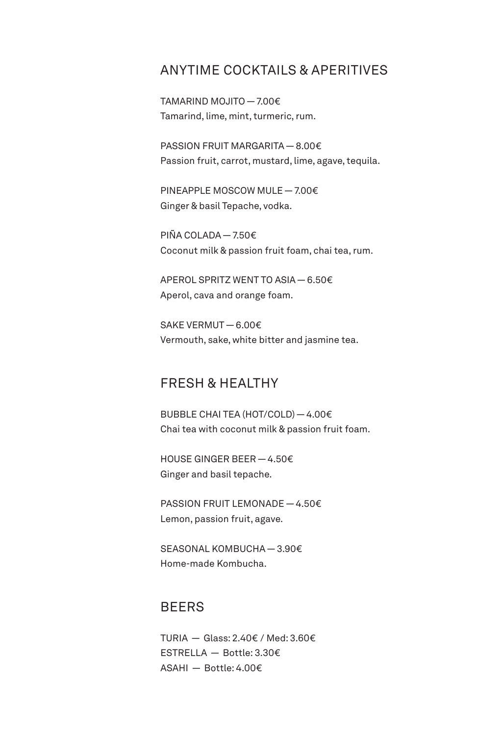## ANYTIME COCKTAILS & APERITIVES

TAMARIND MOJITO — 7.00€
Tamarind, lime, mint, turmeric, rum.

PASSION FRUIT MARGARITA — 8.00€
Passion fruit, carrot, mustard, lime, agave, tequila.

PINEAPPLE MOSCOW MULE — 7.00€
Ginger & basil Tepache, vodka.

PIÑA COLADA — 7.50€
Coconut milk & passion fruit foam, chai tea, rum.

APEROL SPRITZ WENT TO ASIA — 6.50€
Aperol, cava and orange foam.

SAKE VERMUT — 6.00€
Vermouth, sake, white bitter and jasmine tea.

## FRESH & HEALTHY

BUBBLE CHAI TEA (HOT/COLD) — 4.00€
Chai tea with coconut milk & passion fruit foam.

HOUSE GINGER BEER — 4.50€
Ginger and basil tepache.

PASSION FRUIT LEMONADE — 4.50€
Lemon, passion fruit, agave.

SEASONAL KOMBUCHA — 3.90€
Home-made Kombucha.

## BEERS

TURIA — Glass: 2.40€ / Med: 3.60€
ESTRELLA — Bottle: 3.30€
ASAHI — Bottle: 4.00€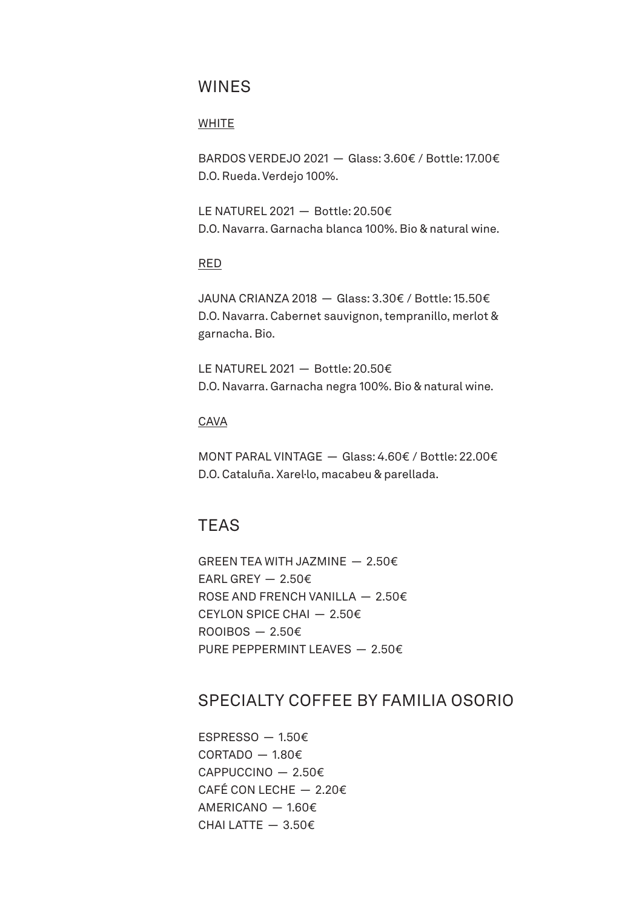## WINES

### WHITE

BARDOS VERDEJO 2021 — Glass: 3.60€ / Bottle: 17.00€
D.O. Rueda. Verdejo 100%.

LE NATUREL 2021 — Bottle: 20.50€
D.O. Navarra. Garnacha blanca 100%. Bio & natural wine.

### RED

JAUNA CRIANZA 2018 — Glass: 3.30€ / Bottle: 15.50€
D.O. Navarra. Cabernet sauvignon, tempranillo, merlot & garnacha. Bio.

LE NATUREL 2021 — Bottle: 20.50€
D.O. Navarra. Garnacha negra 100%. Bio & natural wine.

### CAVA

MONT PARAL VINTAGE — Glass: 4.60€ / Bottle: 22.00€
D.O. Cataluña. Xarel·lo, macabeu & parellada.

## TEAS

GREEN TEA WITH JAZMINE — 2.50€
EARL GREY — 2.50€
ROSE AND FRENCH VANILLA — 2.50€
CEYLON SPICE CHAI — 2.50€
ROOIBOS — 2.50€
PURE PEPPERMINT LEAVES — 2.50€

## SPECIALTY COFFEE BY FAMILIA OSORIO

ESPRESSO — 1.50€
CORTADO — 1.80€
CAPPUCCINO — 2.50€
CAFÉ CON LECHE — 2.20€
AMERICANO — 1.60€
CHAI LATTE — 3.50€